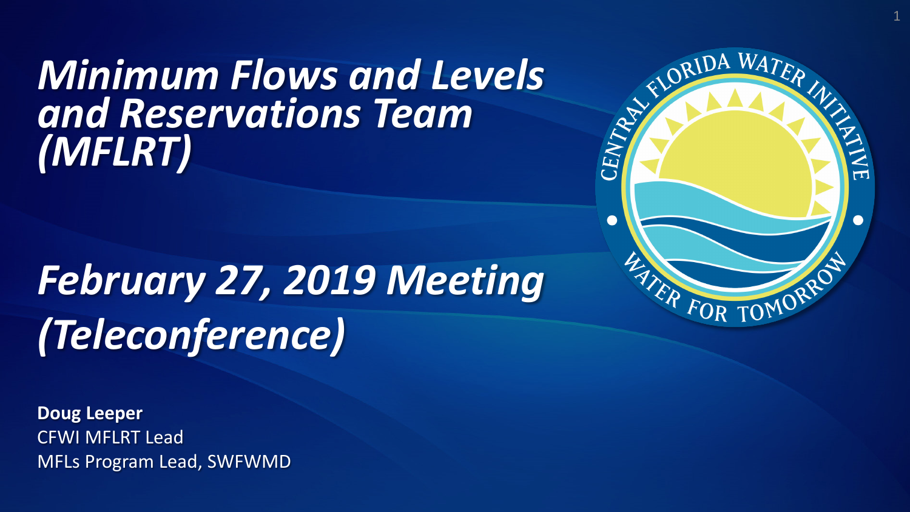# *Minimum Flows and Levels and Reservations Team (MFLRT)*

## *February 27, 2019 Meeting (Teleconference)*

**Doug Leeper**
CFWI MFLRT Lead
MFLs Program Lead, SWFWMD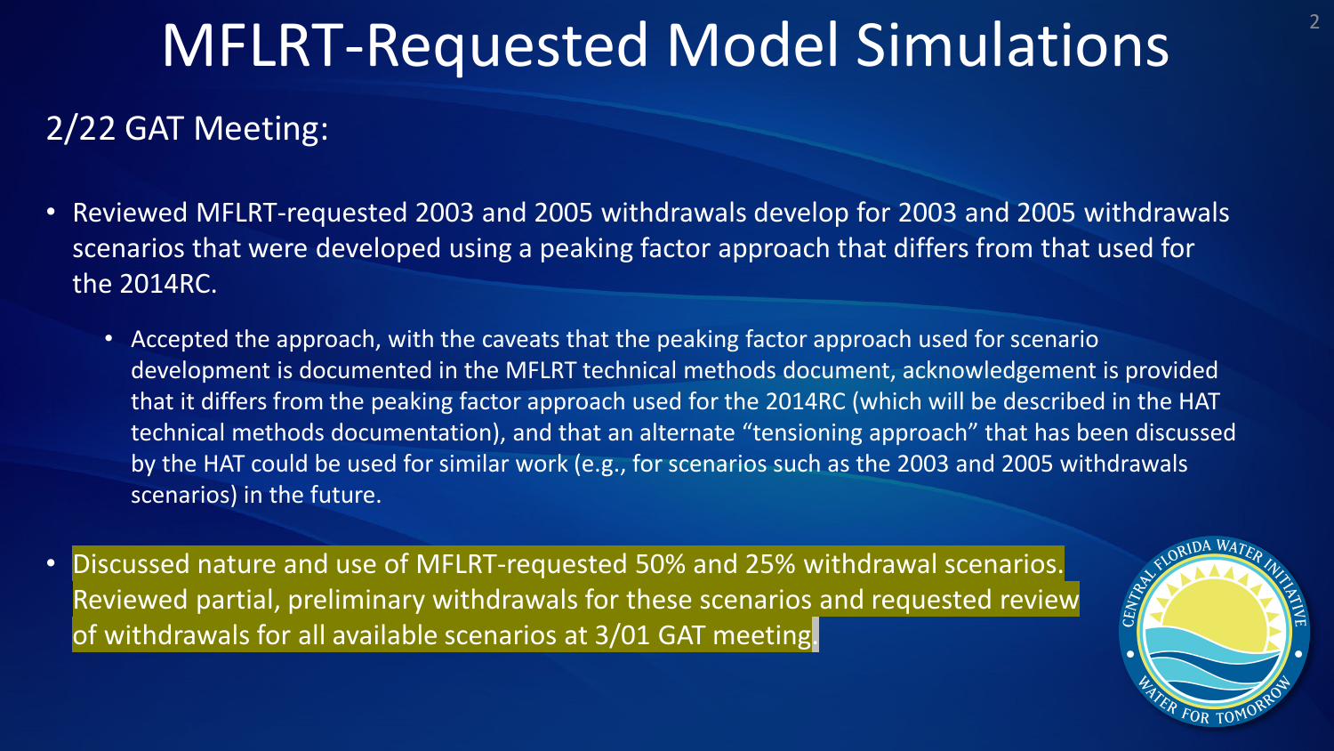# MFLRT-Requested Model Simulations

## 2/22 GAT Meeting:

- Reviewed MFLRT-requested 2003 and 2005 withdrawals develop for 2003 and 2005 withdrawals scenarios that were developed using a peaking factor approach that differs from that used for the 2014RC.
  - Accepted the approach, with the caveats that the peaking factor approach used for scenario development is documented in the MFLRT technical methods document, acknowledgement is provided that it differs from the peaking factor approach used for the 2014RC (which will be described in the HAT technical methods documentation), and that an alternate "tensioning approach" that has been discussed by the HAT could be used for similar work (e.g., for scenarios such as the 2003 and 2005 withdrawals scenarios) in the future.
- Discussed nature and use of MFLRT-requested 50% and 25% withdrawal scenarios. Reviewed partial, preliminary withdrawals for these scenarios and requested review of withdrawals for all available scenarios at 3/01 GAT meeting.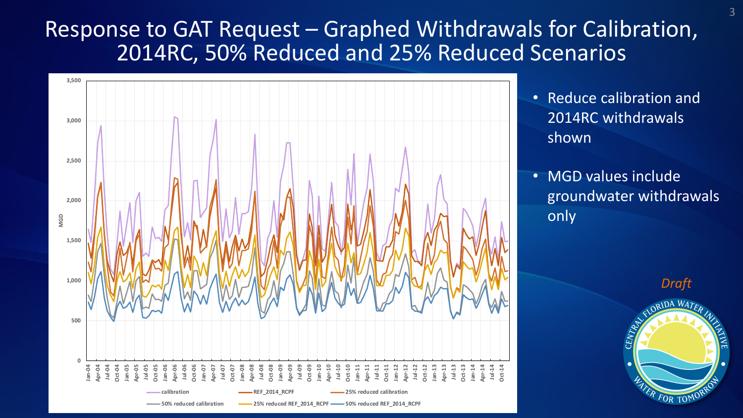# Response to GAT Request – Graphed Withdrawals for Calibration, 2014RC, 50% Reduced and 25% Reduced Scenarios

3,500
3,000
2,500
2,000
1,500
1,000
500
0

MGD

Jan-04 Apr-04 Jul-04 Oct-04 Jan-05 Apr-05 Jul-05 Oct-05 Jan-06 Apr-06 Jul-06 Oct-06 Jan-07 Apr-07 Jul-07 Oct-07 Jan-08 Apr-08 Jul-08 Oct-08 Jan-09 Apr-09 Jul-09 Oct-09 Jan-10 Apr-10 Jul-10 Oct-10 Jan-11 Apr-11 Jul-11 Oct-11 Jan-12 Apr-12 Jul-12 Oct-12 Jan-13 Apr-13 Jul-13 Oct-13 Jan-14 Apr-14 Jul-14 Oct-14

calibration
REF_2014_RCPF
25% reduced calibration
50% reduced calibration
25% reduced REF_2014_RCPF
50% reduced REF_2014_RCPF

- Reduce calibration and 2014RC withdrawals shown
- MGD values include groundwater withdrawals only

*Draft*

CENTRAL FLORIDA WATER INITIATIVE
WATER FOR TOMORROW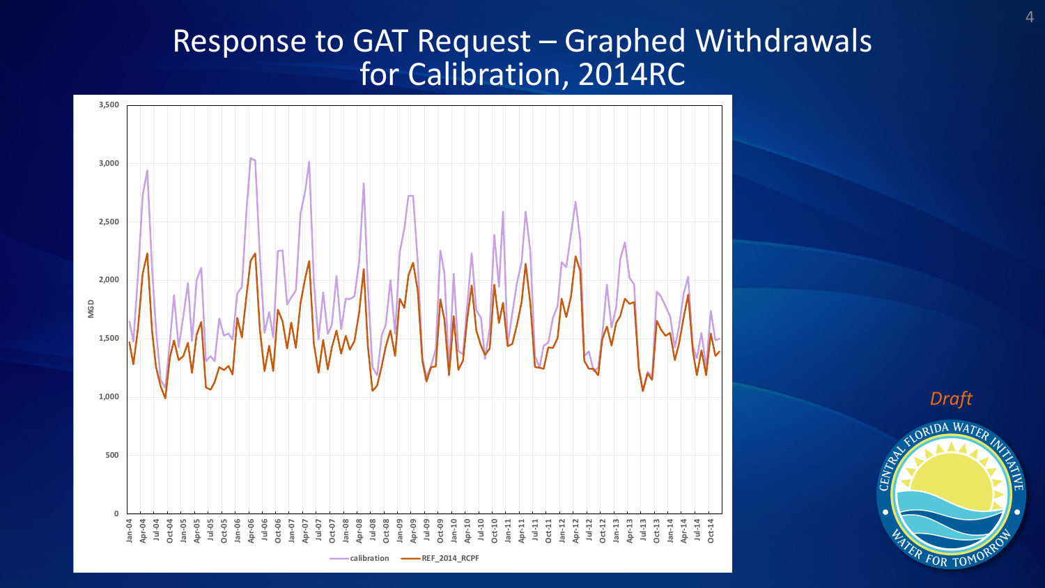# Response to GAT Request – Graphed Withdrawals for Calibration, 2014RC

3,500
3,000
2,500
2,000
1,500
1,000
500
0

MGD

Jan-04
Apr-04
Jul-04
Oct-04
Jan-05
Apr-05
Jul-05
Oct-05
Jan-06
Apr-06
Jul-06
Oct-06
Jan-07
Apr-07
Jul-07
Oct-07
Jan-08
Apr-08
Jul-08
Oct-08
Jan-09
Apr-09
Jul-09
Oct-09
Jan-10
Apr-10
Jul-10
Oct-10
Jan-11
Apr-11
Jul-11
Oct-11
Jan-12
Apr-12
Jul-12
Oct-12
Jan-13
Apr-13
Jul-13
Oct-13
Jan-14
Apr-14
Jul-14
Oct-14

calibration
REF_2014_RCPF

*Draft*

CENTRAL FLORIDA WATER INITIATIVE
WATER FOR TOMORROW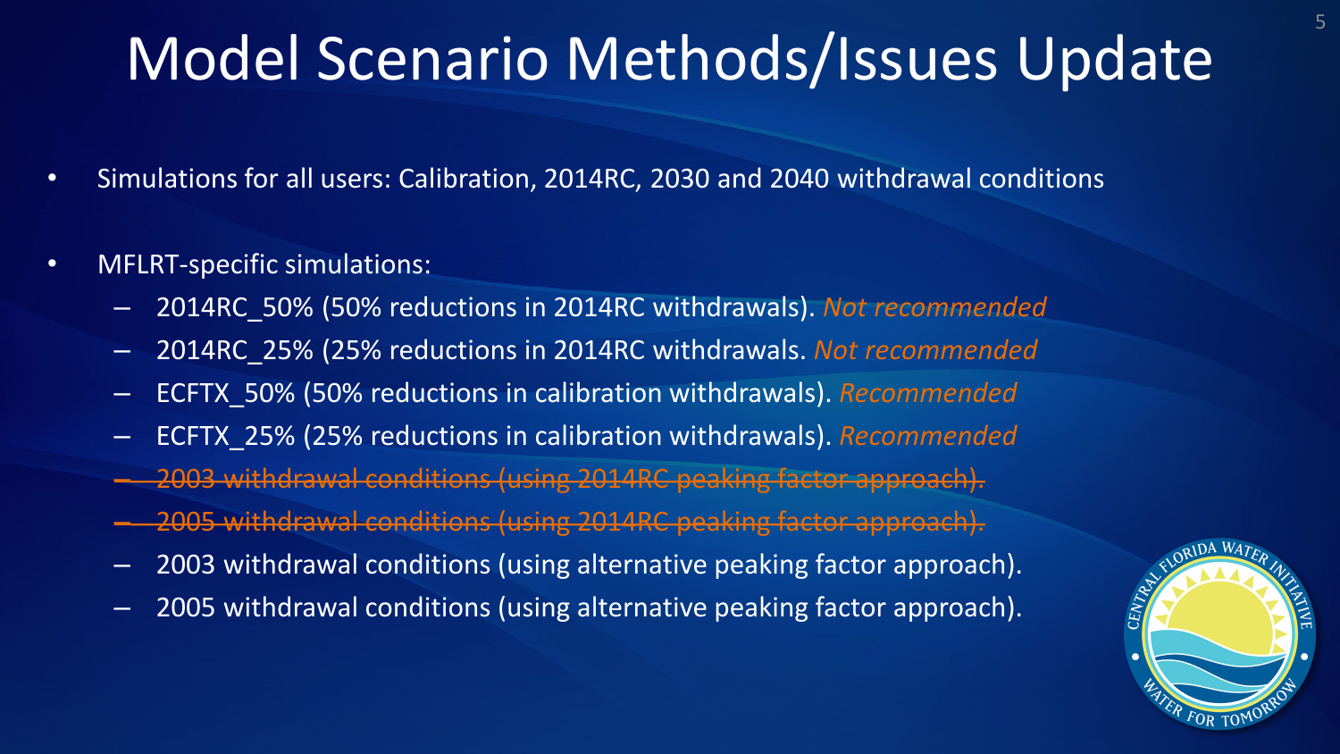# Model Scenario Methods/Issues Update

- Simulations for all users: Calibration, 2014RC, 2030 and 2040 withdrawal conditions
- MFLRT-specific simulations:
  - 2014RC_50% (50% reductions in 2014RC withdrawals). *Not recommended*
  - 2014RC_25% (25% reductions in 2014RC withdrawals. *Not recommended*
  - ECFTX_50% (50% reductions in calibration withdrawals). *Recommended*
  - ECFTX_25% (25% reductions in calibration withdrawals). *Recommended*
  - ~~2003 withdrawal conditions (using 2014RC peaking factor approach).~~
  - ~~2005 withdrawal conditions (using 2014RC peaking factor approach).~~
  - 2003 withdrawal conditions (using alternative peaking factor approach).
  - 2005 withdrawal conditions (using alternative peaking factor approach).

CENTRAL FLORIDA WATER INITIATIVE
WATER FOR TOMORROW